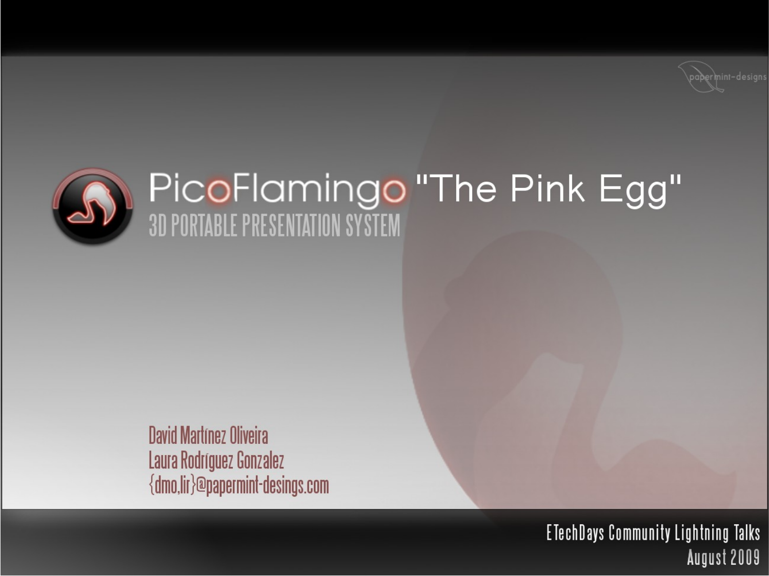# PicoFlamingo "The Pink Egg"

## 3D PORTABLE PRESENTATION SYSTEM

papermint-designs

David Martínez Oliveira
Laura Rodríguez Gonzalez
{dmo,lir}@papermint-desings.com

ETechDays Community Lightning Talks
August 2009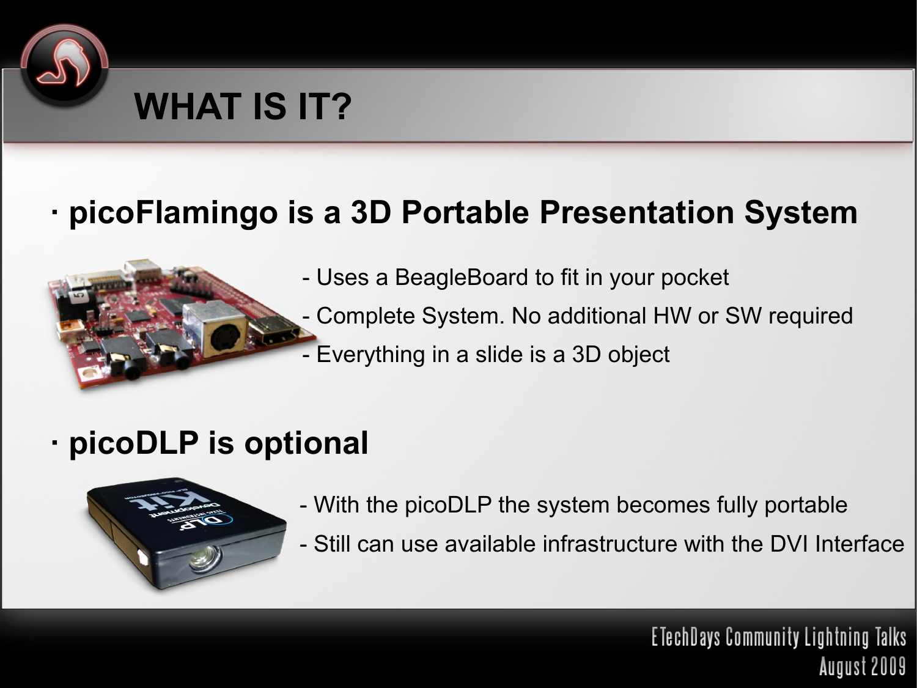# WHAT IS IT?

- **picoFlamingo is a 3D Portable Presentation System**
  - Uses a BeagleBoard to fit in your pocket
  - Complete System. No additional HW or SW required
  - Everything in a slide is a 3D object

- **picoDLP is optional**
  - With the picoDLP the system becomes fully portable
  - Still can use available infrastructure with the DVI Interface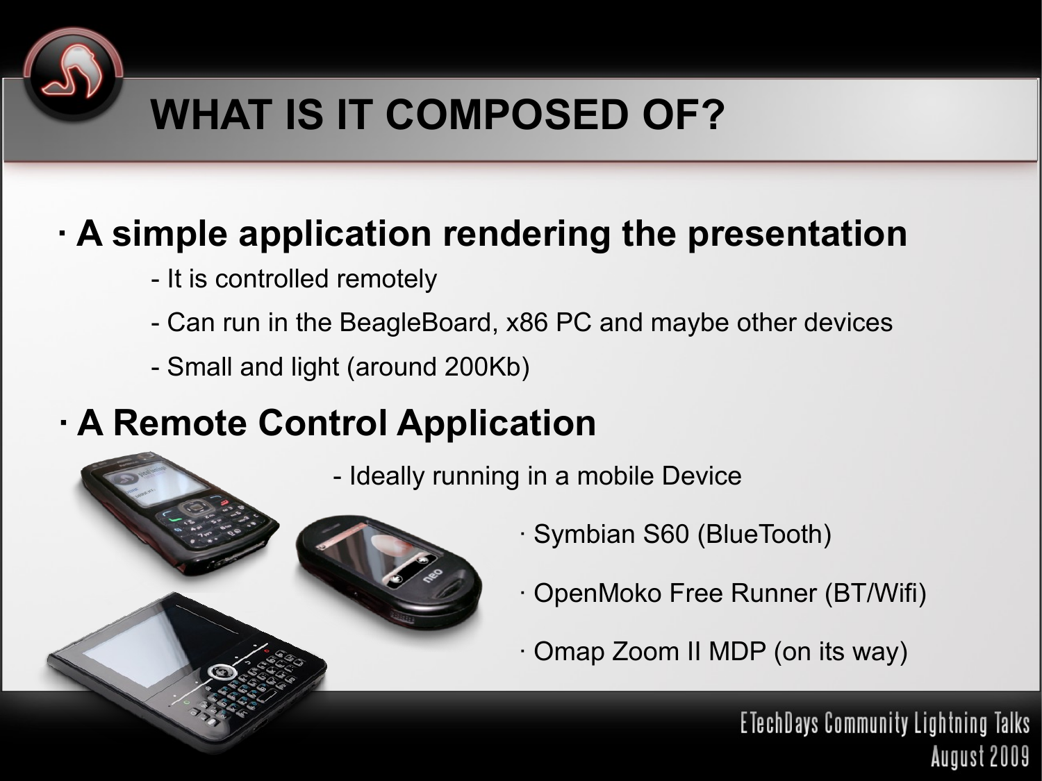# WHAT IS IT COMPOSED OF?

- **A simple application rendering the presentation**
  - It is controlled remotely
  - Can run in the BeagleBoard, x86 PC and maybe other devices
  - Small and light (around 200Kb)
- **A Remote Control Application**
  - Ideally running in a mobile Device
    - Symbian S60 (BlueTooth)
    - OpenMoko Free Runner (BT/Wifi)
    - Omap Zoom II MDP (on its way)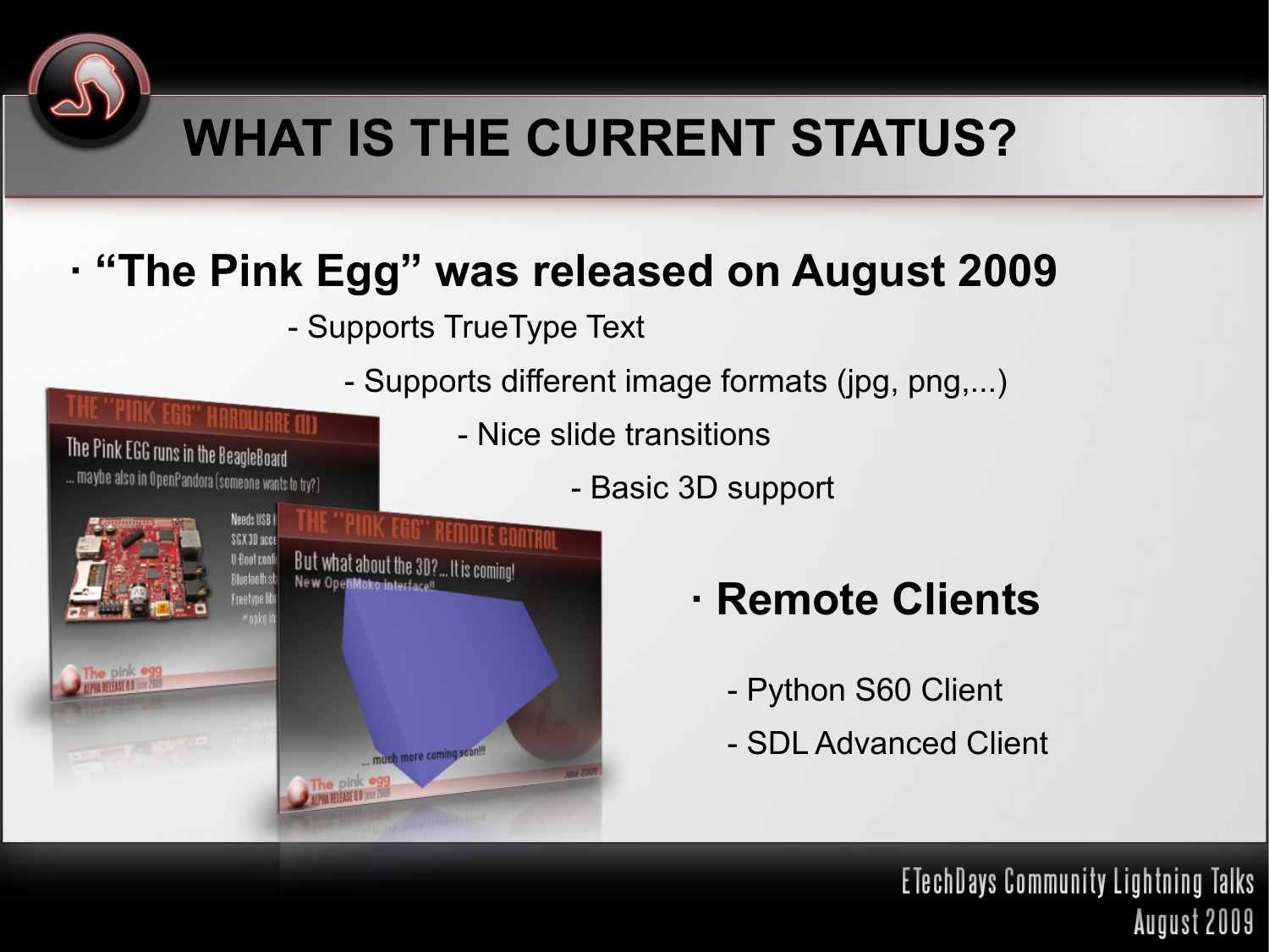# WHAT IS THE CURRENT STATUS?

- **"The Pink Egg" was released on August 2009**
  - Supports TrueType Text
  - Supports different image formats (jpg, png,...)
  - Nice slide transitions
  - Basic 3D support

- **Remote Clients**
  - Python S60 Client
  - SDL Advanced Client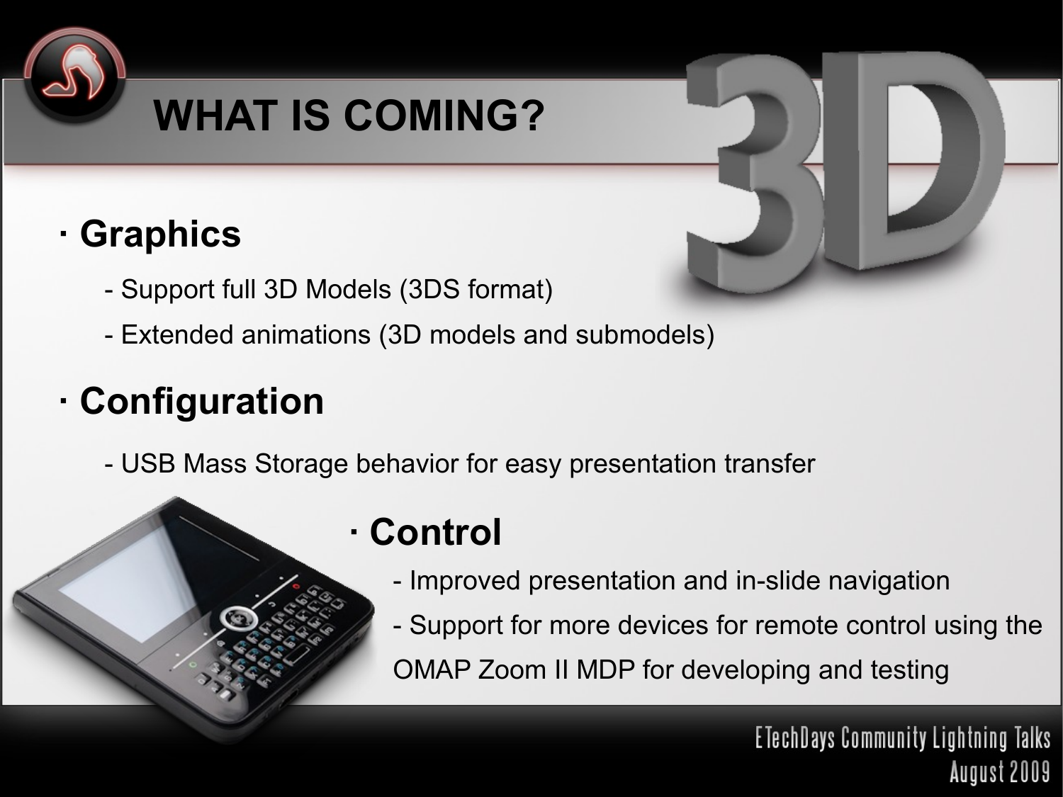# WHAT IS COMING?

- **Graphics**
  - Support full 3D Models (3DS format)
  - Extended animations (3D models and submodels)
- **Configuration**
  - USB Mass Storage behavior for easy presentation transfer
- **Control**
  - Improved presentation and in-slide navigation
  - Support for more devices for remote control using the OMAP Zoom II MDP for developing and testing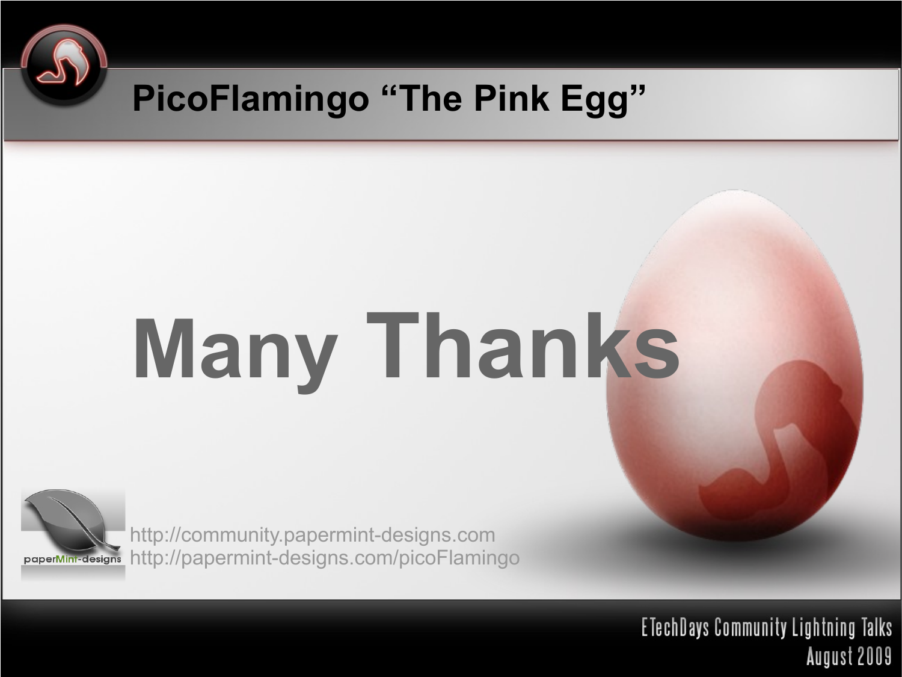# PicoFlamingo "The Pink Egg"

## Many Thanks

http://community.papermint-designs.com
http://papermint-designs.com/picoFlamingo